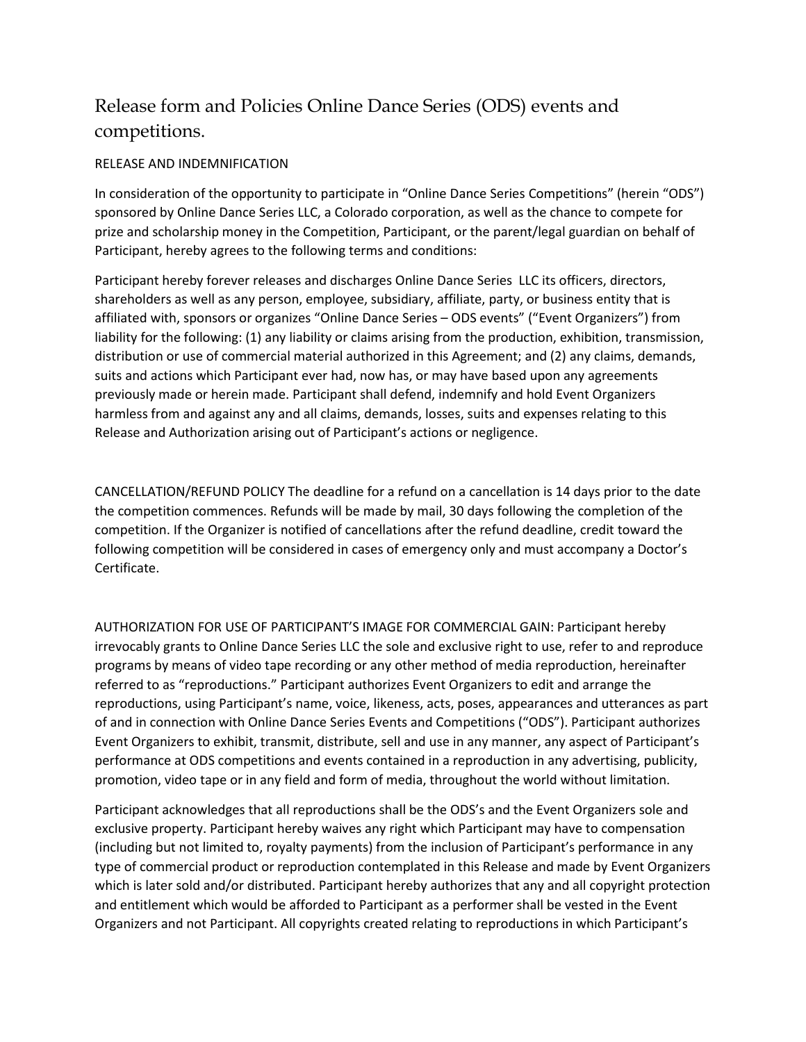# Release form and Policies Online Dance Series (ODS) events and competitions.

RELEASE AND INDEMNIFICATION

In consideration of the opportunity to participate in "Online Dance Series Competitions" (herein "ODS") sponsored by Online Dance Series LLC, a Colorado corporation, as well as the chance to compete for prize and scholarship money in the Competition, Participant, or the parent/legal guardian on behalf of Participant, hereby agrees to the following terms and conditions:

Participant hereby forever releases and discharges Online Dance Series LLC its officers, directors, shareholders as well as any person, employee, subsidiary, affiliate, party, or business entity that is affiliated with, sponsors or organizes "Online Dance Series – ODS events" ("Event Organizers") from liability for the following: (1) any liability or claims arising from the production, exhibition, transmission, distribution or use of commercial material authorized in this Agreement; and (2) any claims, demands, suits and actions which Participant ever had, now has, or may have based upon any agreements previously made or herein made. Participant shall defend, indemnify and hold Event Organizers harmless from and against any and all claims, demands, losses, suits and expenses relating to this Release and Authorization arising out of Participant's actions or negligence.

CANCELLATION/REFUND POLICY The deadline for a refund on a cancellation is 14 days prior to the date the competition commences. Refunds will be made by mail, 30 days following the completion of the competition. If the Organizer is notified of cancellations after the refund deadline, credit toward the following competition will be considered in cases of emergency only and must accompany a Doctor's Certificate.

AUTHORIZATION FOR USE OF PARTICIPANT'S IMAGE FOR COMMERCIAL GAIN: Participant hereby irrevocably grants to Online Dance Series LLC the sole and exclusive right to use, refer to and reproduce programs by means of video tape recording or any other method of media reproduction, hereinafter referred to as "reproductions." Participant authorizes Event Organizers to edit and arrange the reproductions, using Participant's name, voice, likeness, acts, poses, appearances and utterances as part of and in connection with Online Dance Series Events and Competitions ("ODS"). Participant authorizes Event Organizers to exhibit, transmit, distribute, sell and use in any manner, any aspect of Participant's performance at ODS competitions and events contained in a reproduction in any advertising, publicity, promotion, video tape or in any field and form of media, throughout the world without limitation.

Participant acknowledges that all reproductions shall be the ODS's and the Event Organizers sole and exclusive property. Participant hereby waives any right which Participant may have to compensation (including but not limited to, royalty payments) from the inclusion of Participant's performance in any type of commercial product or reproduction contemplated in this Release and made by Event Organizers which is later sold and/or distributed. Participant hereby authorizes that any and all copyright protection and entitlement which would be afforded to Participant as a performer shall be vested in the Event Organizers and not Participant. All copyrights created relating to reproductions in which Participant's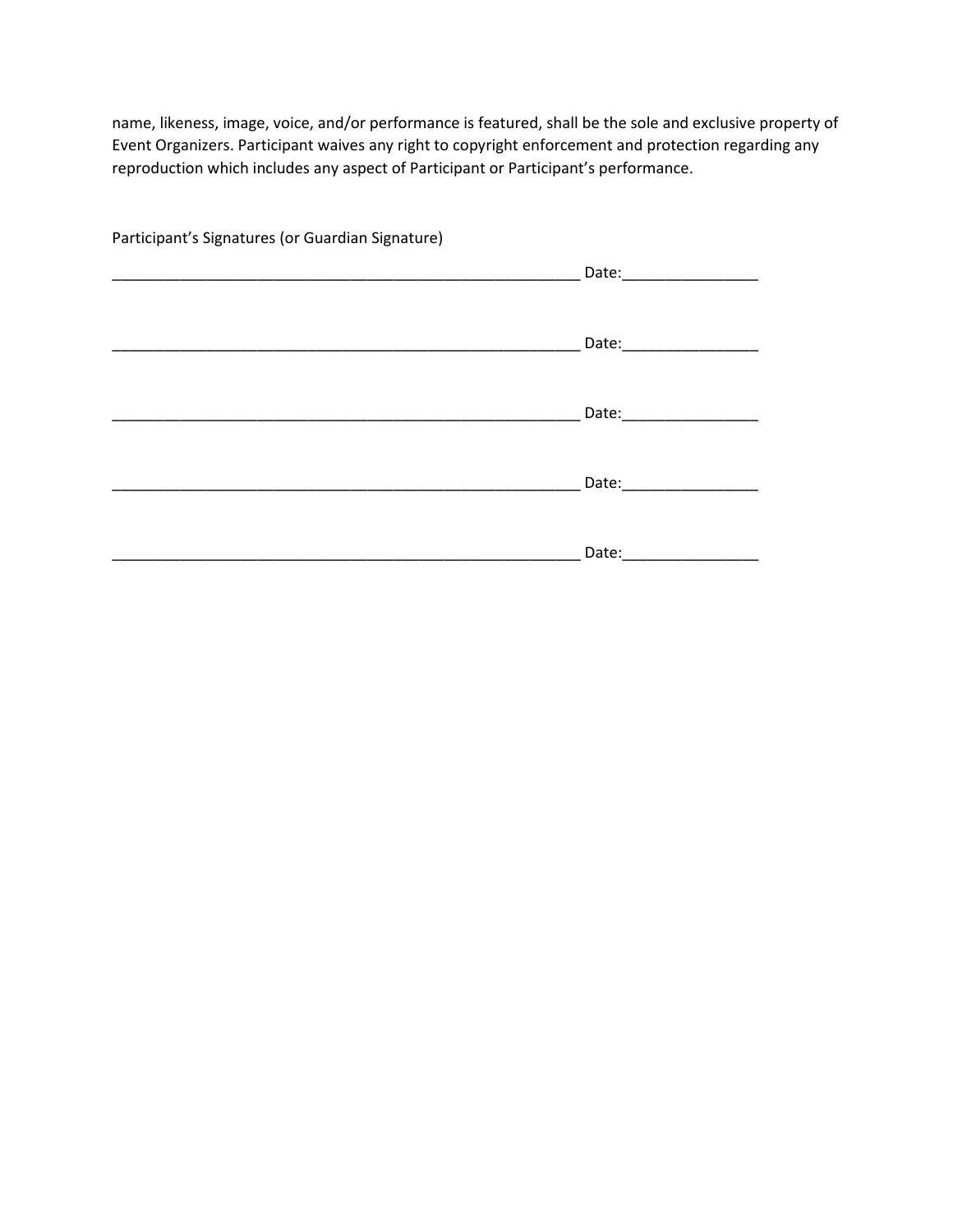name, likeness, image, voice, and/or performance is featured, shall be the sole and exclusive property of Event Organizers. Participant waives any right to copyright enforcement and protection regarding any reproduction which includes any aspect of Participant or Participant's performance.

Participant's Signatures (or Guardian Signature)

_________________________________________________________ Date:________________

_________________________________________________________ Date:________________

_________________________________________________________ Date:________________

_________________________________________________________ Date:________________

_________________________________________________________ Date:________________